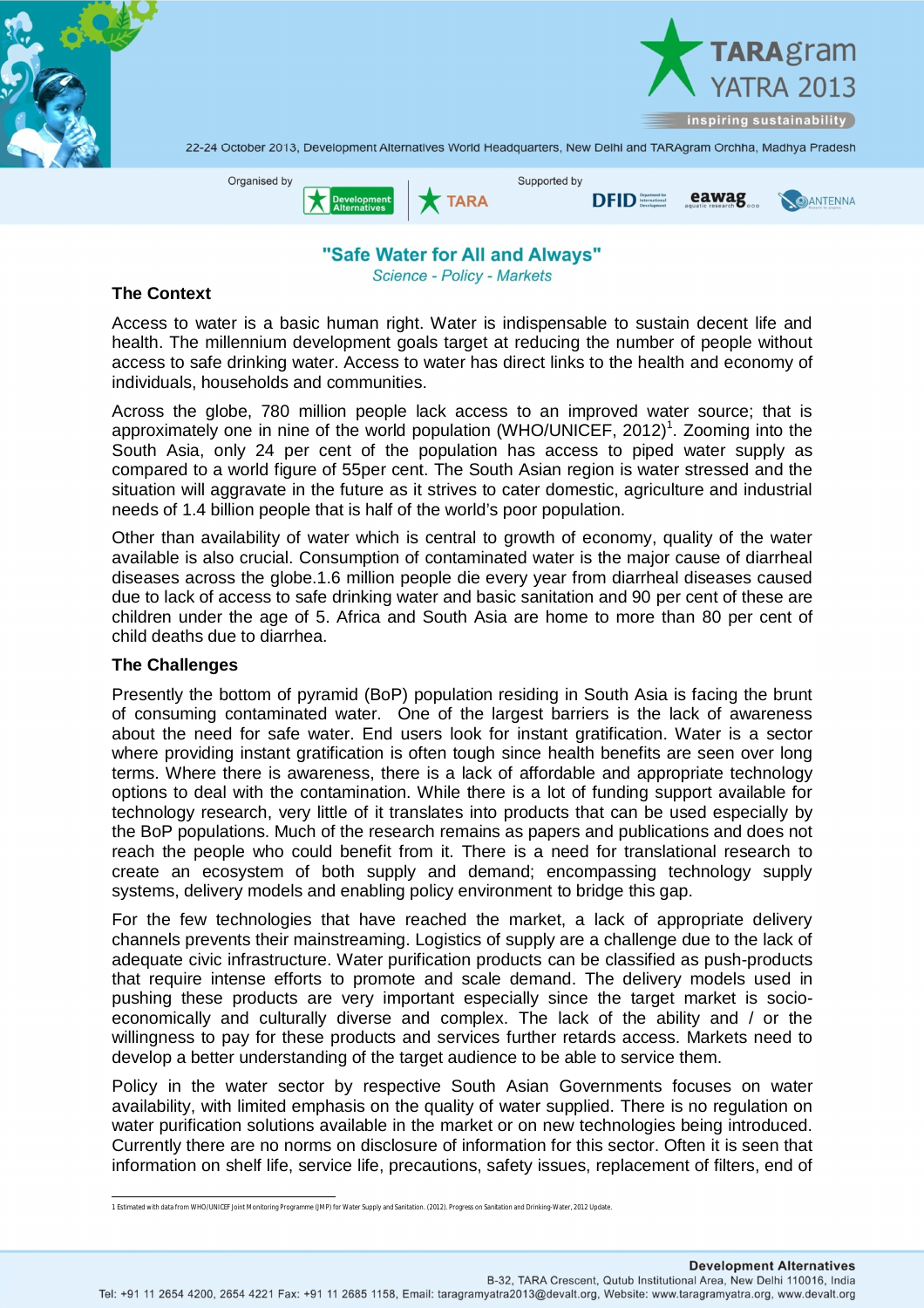TARAgram YATRA 2013

inspiring sustainability

22-24 October 2013, Development Alternatives World Headquarters, New Delhi and TARAgram Orchha, Madhya Pradesh

Organised by Development Alternatives, TARA — Supported by DFID, eawag, ANTENNA

# "Safe Water for All and Always"

*Science - Policy - Markets*

## The Context

Access to water is a basic human right. Water is indispensable to sustain decent life and health. The millennium development goals target at reducing the number of people without access to safe drinking water. Access to water has direct links to the health and economy of individuals, households and communities.

Across the globe, 780 million people lack access to an improved water source; that is approximately one in nine of the world population (WHO/UNICEF, 2012)[1]. Zooming into the South Asia, only 24 per cent of the population has access to piped water supply as compared to a world figure of 55per cent. The South Asian region is water stressed and the situation will aggravate in the future as it strives to cater domestic, agriculture and industrial needs of 1.4 billion people that is half of the world's poor population.

Other than availability of water which is central to growth of economy, quality of the water available is also crucial. Consumption of contaminated water is the major cause of diarrheal diseases across the globe.1.6 million people die every year from diarrheal diseases caused due to lack of access to safe drinking water and basic sanitation and 90 per cent of these are children under the age of 5. Africa and South Asia are home to more than 80 per cent of child deaths due to diarrhea.

## The Challenges

Presently the bottom of pyramid (BoP) population residing in South Asia is facing the brunt of consuming contaminated water. One of the largest barriers is the lack of awareness about the need for safe water. End users look for instant gratification. Water is a sector where providing instant gratification is often tough since health benefits are seen over long terms. Where there is awareness, there is a lack of affordable and appropriate technology options to deal with the contamination. While there is a lot of funding support available for technology research, very little of it translates into products that can be used especially by the BoP populations. Much of the research remains as papers and publications and does not reach the people who could benefit from it. There is a need for translational research to create an ecosystem of both supply and demand; encompassing technology supply systems, delivery models and enabling policy environment to bridge this gap.

For the few technologies that have reached the market, a lack of appropriate delivery channels prevents their mainstreaming. Logistics of supply are a challenge due to the lack of adequate civic infrastructure. Water purification products can be classified as push-products that require intense efforts to promote and scale demand. The delivery models used in pushing these products are very important especially since the target market is socio-economically and culturally diverse and complex. The lack of the ability and / or the willingness to pay for these products and services further retards access. Markets need to develop a better understanding of the target audience to be able to service them.

Policy in the water sector by respective South Asian Governments focuses on water availability, with limited emphasis on the quality of water supplied. There is no regulation on water purification solutions available in the market or on new technologies being introduced. Currently there are no norms on disclosure of information for this sector. Often it is seen that information on shelf life, service life, precautions, safety issues, replacement of filters, end of

---

1 Estimated with data from WHO/UNICEF Joint Monitoring Programme (JMP) for Water Supply and Sanitation. (2012). Progress on Sanitation and Drinking-Water, 2012 Update.

**Development Alternatives**
B-32, TARA Crescent, Qutub Institutional Area, New Delhi 110016, India
Tel: +91 11 2654 4200, 2654 4221 Fax: +91 11 2685 1158, Email: taragramyatra2013@devalt.org, Website: www.taragramyatra.org, www.devalt.org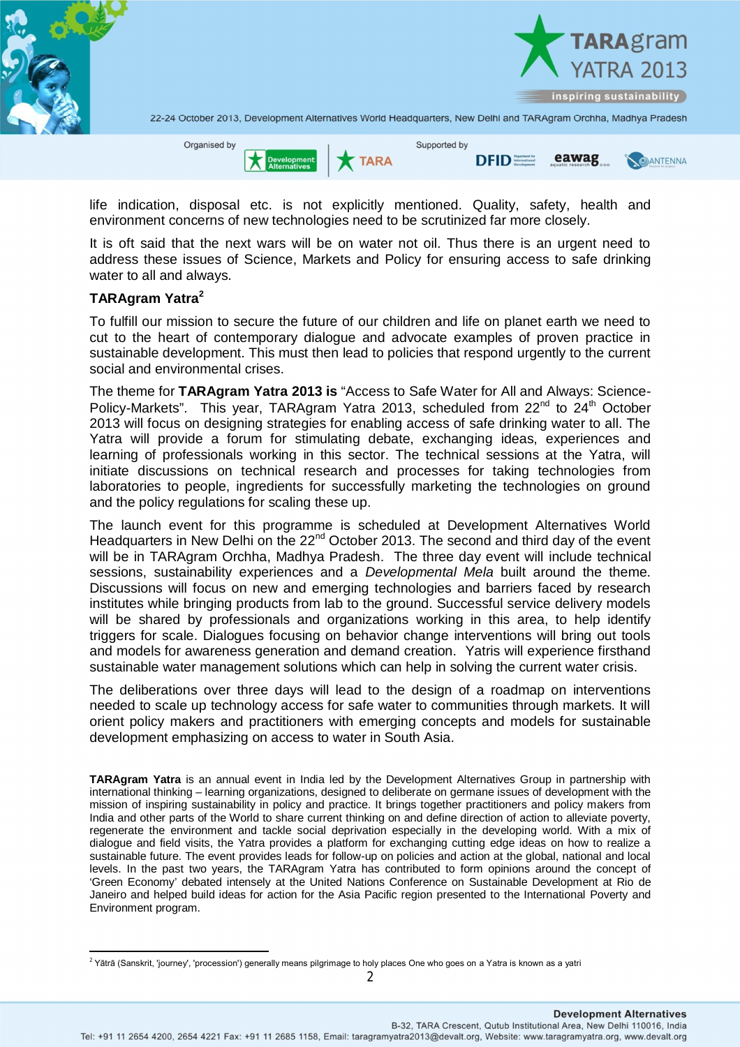life indication, disposal etc. is not explicitly mentioned. Quality, safety, health and environment concerns of new technologies need to be scrutinized far more closely.

It is oft said that the next wars will be on water not oil. Thus there is an urgent need to address these issues of Science, Markets and Policy for ensuring access to safe drinking water to all and always.

**TARAgram Yatra[2]**

To fulfill our mission to secure the future of our children and life on planet earth we need to cut to the heart of contemporary dialogue and advocate examples of proven practice in sustainable development. This must then lead to policies that respond urgently to the current social and environmental crises.

The theme for **TARAgram Yatra 2013 is** "Access to Safe Water for All and Always: Science-Policy-Markets". This year, TARAgram Yatra 2013, scheduled from 22nd to 24th October 2013 will focus on designing strategies for enabling access of safe drinking water to all. The Yatra will provide a forum for stimulating debate, exchanging ideas, experiences and learning of professionals working in this sector. The technical sessions at the Yatra, will initiate discussions on technical research and processes for taking technologies from laboratories to people, ingredients for successfully marketing the technologies on ground and the policy regulations for scaling these up.

The launch event for this programme is scheduled at Development Alternatives World Headquarters in New Delhi on the 22nd October 2013. The second and third day of the event will be in TARAgram Orchha, Madhya Pradesh. The three day event will include technical sessions, sustainability experiences and a *Developmental Mela* built around the theme. Discussions will focus on new and emerging technologies and barriers faced by research institutes while bringing products from lab to the ground. Successful service delivery models will be shared by professionals and organizations working in this area, to help identify triggers for scale. Dialogues focusing on behavior change interventions will bring out tools and models for awareness generation and demand creation. Yatris will experience firsthand sustainable water management solutions which can help in solving the current water crisis.

The deliberations over three days will lead to the design of a roadmap on interventions needed to scale up technology access for safe water to communities through markets. It will orient policy makers and practitioners with emerging concepts and models for sustainable development emphasizing on access to water in South Asia.

**TARAgram Yatra** is an annual event in India led by the Development Alternatives Group in partnership with international thinking – learning organizations, designed to deliberate on germane issues of development with the mission of inspiring sustainability in policy and practice. It brings together practitioners and policy makers from India and other parts of the World to share current thinking on and define direction of action to alleviate poverty, regenerate the environment and tackle social deprivation especially in the developing world. With a mix of dialogue and field visits, the Yatra provides a platform for exchanging cutting edge ideas on how to realize a sustainable future. The event provides leads for follow-up on policies and action at the global, national and local levels. In the past two years, the TARAgram Yatra has contributed to form opinions around the concept of 'Green Economy' debated intensely at the United Nations Conference on Sustainable Development at Rio de Janeiro and helped build ideas for action for the Asia Pacific region presented to the International Poverty and Environment program.

---

[2] Yātrā (Sanskrit, 'journey', 'procession') generally means pilgrimage to holy places One who goes on a Yatra is known as a yatri